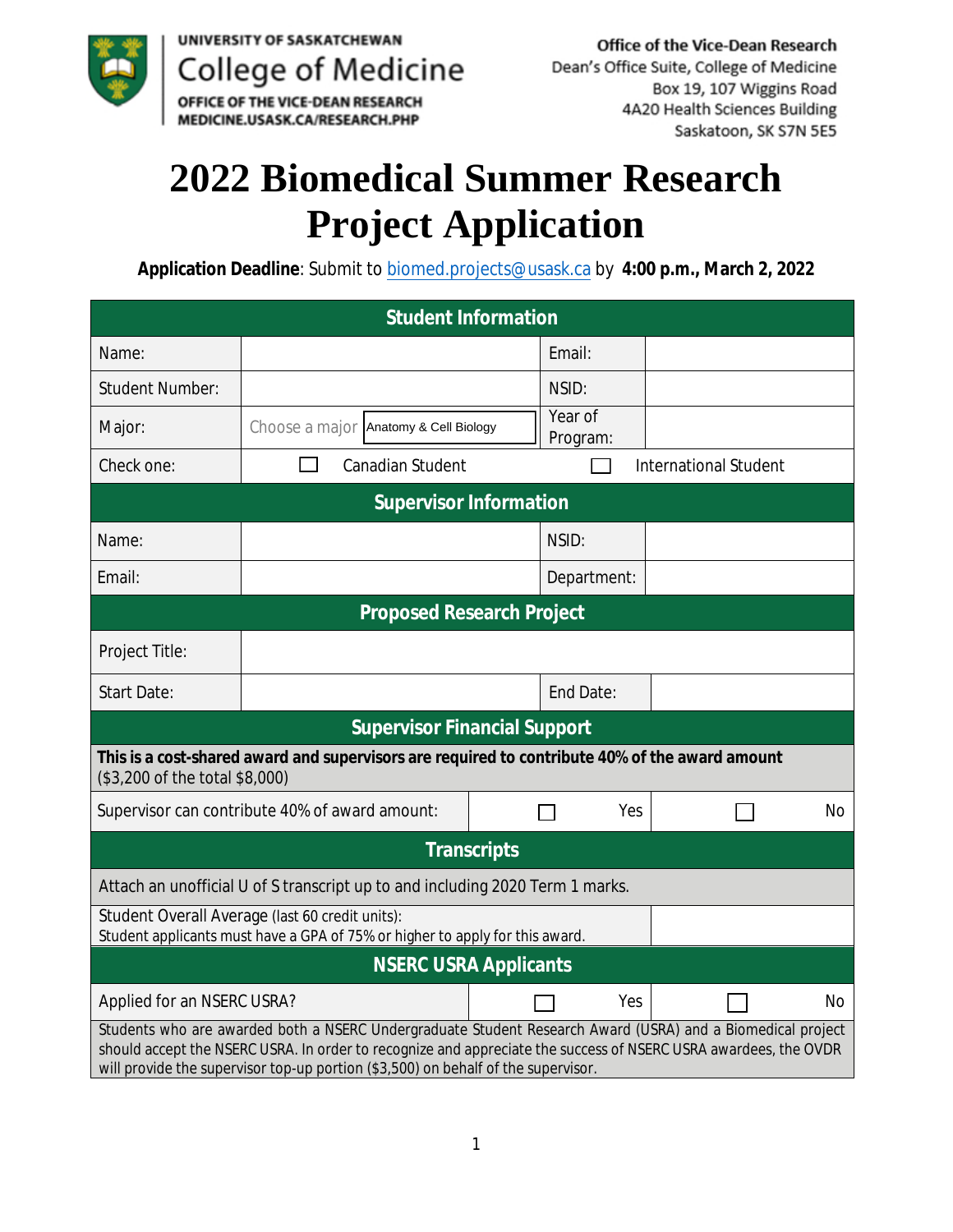UNIVERSITY OF SASKATCHEWAN
College of Medicine
OFFICE OF THE VICE-DEAN RESEARCH
MEDICINE.USASK.CA/RESEARCH.PHP

Office of the Vice-Dean Research
Dean's Office Suite, College of Medicine
Box 19, 107 Wiggins Road
4A20 Health Sciences Building
Saskatoon, SK S7N 5E5

# 2022 Biomedical Summer Research Project Application

**Application Deadline**: Submit to biomed.projects@usask.ca by **4:00 p.m., March 2, 2022**

| **Student Information** | | | |
|---|---|---|---|
| Name: | | Email: | |
| Student Number: | | NSID: | |
| Major: | Choose a major Anatomy & Cell Biology | Year of Program: | |
| Check one: | ☐ Canadian Student | ☐ International Student | |
| **Supervisor Information** | | | |
| Name: | | NSID: | |
| Email: | | Department: | |
| **Proposed Research Project** | | | |
| Project Title: | | | |
| Start Date: | | End Date: | |
| **Supervisor Financial Support** | | | |
| **This is a cost-shared award and supervisors are required to contribute 40% of the award amount** ($3,200 of the total $8,000) | | | |
| Supervisor can contribute 40% of award amount: | ☐ Yes | ☐ No | |
| **Transcripts** | | | |
| Attach an unofficial U of S transcript up to and including 2020 Term 1 marks. | | | |
| Student Overall Average (last 60 credit units): Student applicants must have a GPA of 75% or higher to apply for this award. | | | |
| **NSERC USRA Applicants** | | | |
| Applied for an NSERC USRA? | ☐ Yes | ☐ No | |
| Students who are awarded both a NSERC Undergraduate Student Research Award (USRA) and a Biomedical project should accept the NSERC USRA. In order to recognize and appreciate the success of NSERC USRA awardees, the OVDR will provide the supervisor top-up portion ($3,500) on behalf of the supervisor. | | | |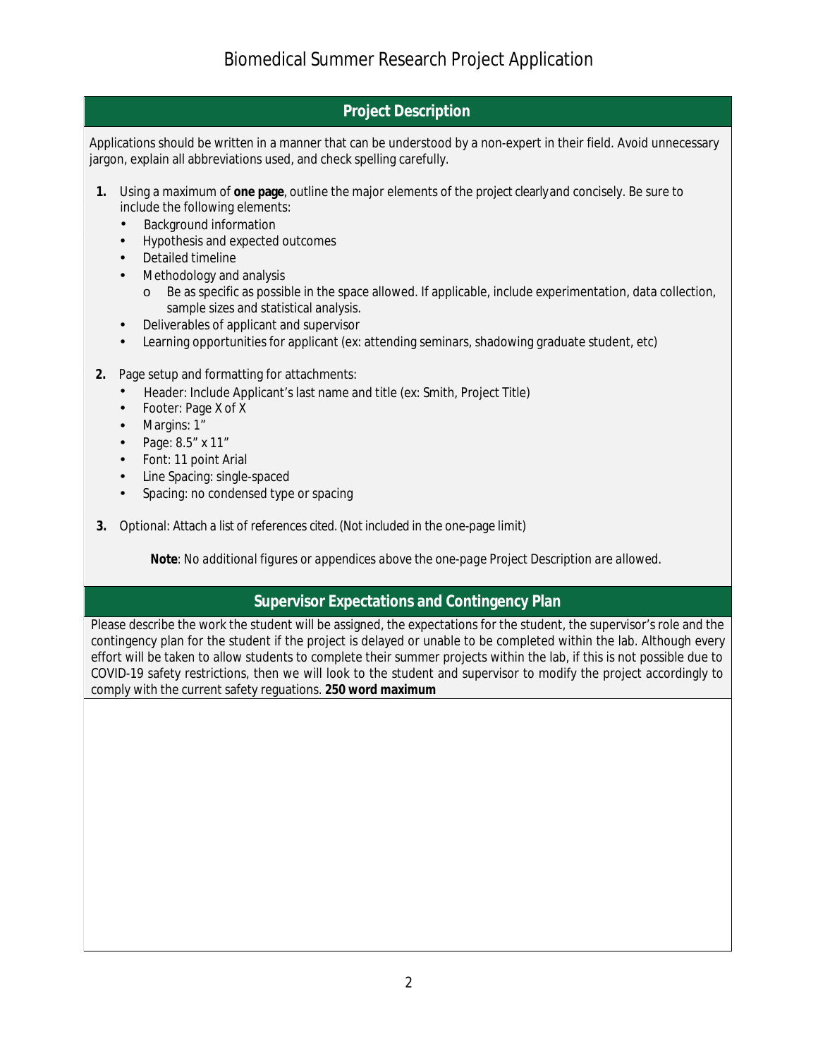# Biomedical Summer Research Project Application

## Project Description

Applications should be written in a manner that can be understood by a non-expert in their field. Avoid unnecessary jargon, explain all abbreviations used, and check spelling carefully.

1. Using a maximum of **one page**, outline the major elements of the project clearly and concisely. Be sure to include the following elements:
   - Background information
   - Hypothesis and expected outcomes
   - Detailed timeline
   - Methodology and analysis
     - Be as specific as possible in the space allowed. If applicable, include experimentation, data collection, sample sizes and statistical analysis.
   - Deliverables of applicant and supervisor
   - Learning opportunities for applicant (ex: attending seminars, shadowing graduate student, etc)

2. Page setup and formatting for attachments:
   - Header: Include Applicant's last name and title (ex: Smith, Project Title)
   - Footer: Page X of X
   - Margins: 1"
   - Page: 8.5" x 11"
   - Font: 11 point Arial
   - Line Spacing: single-spaced
   - Spacing: no condensed type or spacing

3. Optional: Attach a list of references cited. (Not included in the one-page limit)

***Note**: No additional figures or appendices above the one-page Project Description are allowed.*

## Supervisor Expectations and Contingency Plan

Please describe the work the student will be assigned, the expectations for the student, the supervisor's role and the contingency plan for the student if the project is delayed or unable to be completed within the lab. Although every effort will be taken to allow students to complete their summer projects within the lab, if this is not possible due to COVID-19 safety restrictions, then we will look to the student and supervisor to modify the project accordingly to comply with the current safety reguations. **250 word maximum**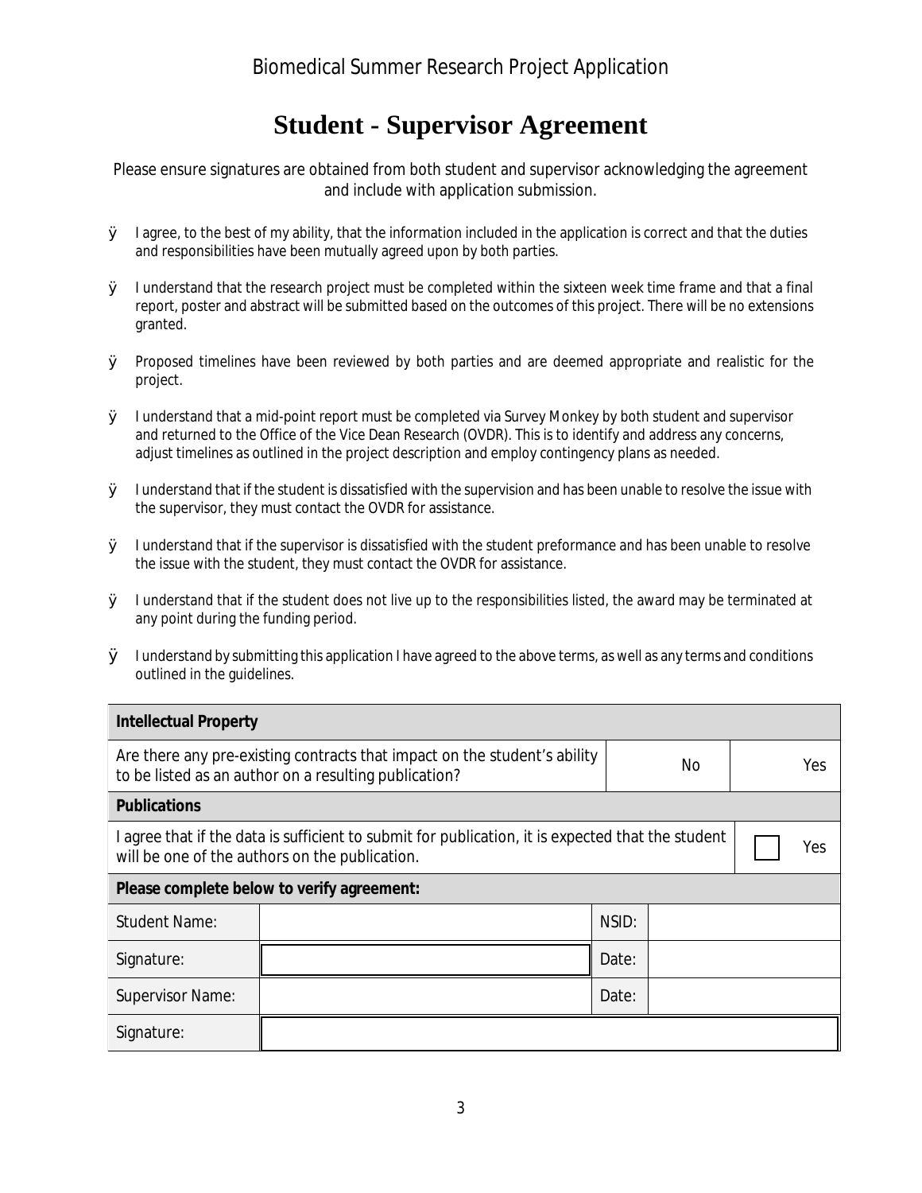Biomedical Summer Research Project Application

# Student - Supervisor Agreement

Please ensure signatures are obtained from both student and supervisor acknowledging the agreement and include with application submission.

- I agree, to the best of my ability, that the information included in the application is correct and that the duties and responsibilities have been mutually agreed upon by both parties.
- I understand that the research project must be completed within the sixteen week time frame and that a final report, poster and abstract will be submitted based on the outcomes of this project. There will be no extensions granted.
- Proposed timelines have been reviewed by both parties and are deemed appropriate and realistic for the project.
- I understand that a mid-point report must be completed via Survey Monkey by both student and supervisor and returned to the Office of the Vice Dean Research (OVDR). This is to identify and address any concerns, adjust timelines as outlined in the project description and employ contingency plans as needed.
- I understand that if the student is dissatisfied with the supervision and has been unable to resolve the issue with the supervisor, they must contact the OVDR for assistance.
- I understand that if the supervisor is dissatisfied with the student preformance and has been unable to resolve the issue with the student, they must contact the OVDR for assistance.
- I understand that if the student does not live up to the responsibilities listed, the award may be terminated at any point during the funding period.
- I understand by submitting this application I have agreed to the above terms, as well as any terms and conditions outlined in the guidelines.

| | | | |
|---|---|---|---|
| **Intellectual Property** | | | |
| Are there any pre-existing contracts that impact on the student's ability to be listed as an author on a resulting publication? | | No | Yes |
| **Publications** | | | |
| I agree that if the data is sufficient to submit for publication, it is expected that the student will be one of the authors on the publication. | | | ☐ Yes |
| **Please complete below to verify agreement:** | | | |
| Student Name: | | NSID: | |
| Signature: | | Date: | |
| Supervisor Name: | | Date: | |
| Signature: | | | |